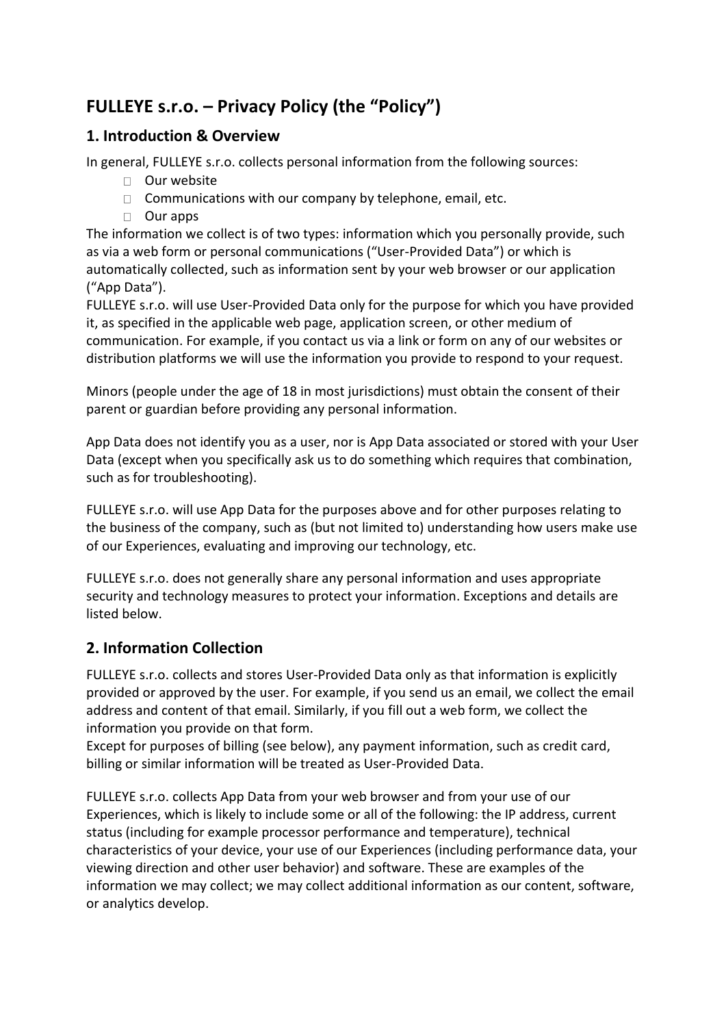# FULLEYE s.r.o. – Privacy Policy (the "Policy")

## 1. Introduction & Overview

In general, FULLEYE s.r.o. collects personal information from the following sources:

- Our website
- Communications with our company by telephone, email, etc.
- Our apps

The information we collect is of two types: information which you personally provide, such as via a web form or personal communications ("User-Provided Data") or which is automatically collected, such as information sent by your web browser or our application ("App Data").

FULLEYE s.r.o. will use User-Provided Data only for the purpose for which you have provided it, as specified in the applicable web page, application screen, or other medium of communication. For example, if you contact us via a link or form on any of our websites or distribution platforms we will use the information you provide to respond to your request.

Minors (people under the age of 18 in most jurisdictions) must obtain the consent of their parent or guardian before providing any personal information.

App Data does not identify you as a user, nor is App Data associated or stored with your User Data (except when you specifically ask us to do something which requires that combination, such as for troubleshooting).

FULLEYE s.r.o. will use App Data for the purposes above and for other purposes relating to the business of the company, such as (but not limited to) understanding how users make use of our Experiences, evaluating and improving our technology, etc.

FULLEYE s.r.o. does not generally share any personal information and uses appropriate security and technology measures to protect your information. Exceptions and details are listed below.

## 2. Information Collection

FULLEYE s.r.o. collects and stores User-Provided Data only as that information is explicitly provided or approved by the user. For example, if you send us an email, we collect the email address and content of that email. Similarly, if you fill out a web form, we collect the information you provide on that form.

Except for purposes of billing (see below), any payment information, such as credit card, billing or similar information will be treated as User-Provided Data.

FULLEYE s.r.o. collects App Data from your web browser and from your use of our Experiences, which is likely to include some or all of the following: the IP address, current status (including for example processor performance and temperature), technical characteristics of your device, your use of our Experiences (including performance data, your viewing direction and other user behavior) and software. These are examples of the information we may collect; we may collect additional information as our content, software, or analytics develop.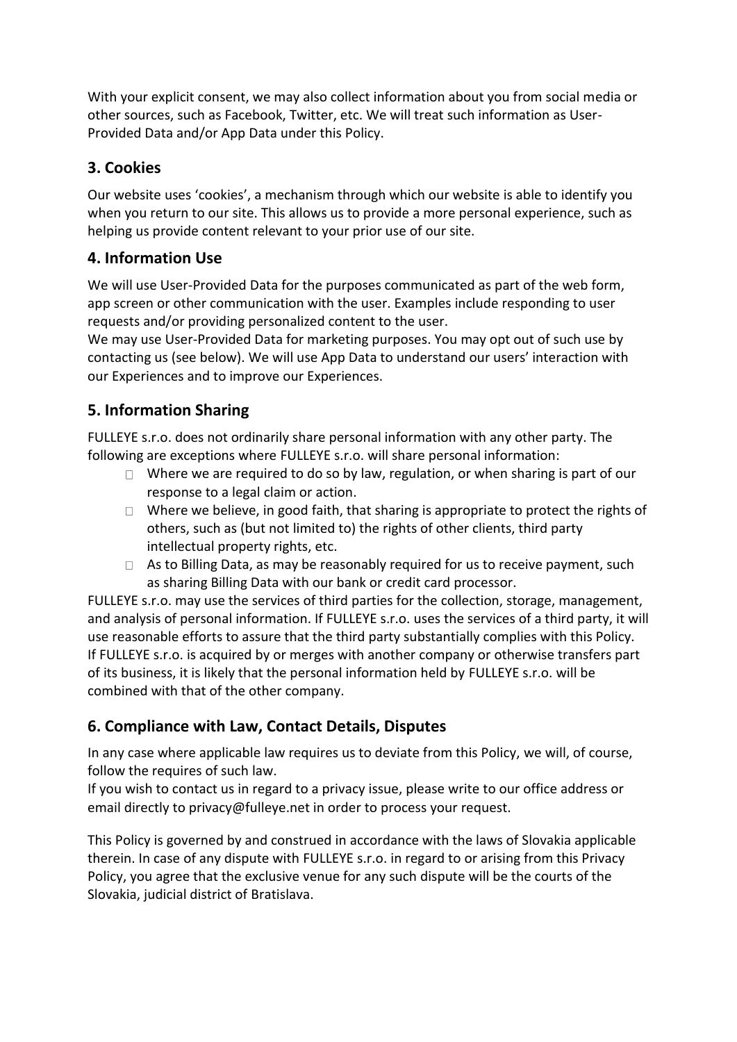With your explicit consent, we may also collect information about you from social media or other sources, such as Facebook, Twitter, etc. We will treat such information as User-Provided Data and/or App Data under this Policy.

## 3. Cookies

Our website uses 'cookies', a mechanism through which our website is able to identify you when you return to our site. This allows us to provide a more personal experience, such as helping us provide content relevant to your prior use of our site.

## 4. Information Use

We will use User-Provided Data for the purposes communicated as part of the web form, app screen or other communication with the user. Examples include responding to user requests and/or providing personalized content to the user.
We may use User-Provided Data for marketing purposes. You may opt out of such use by contacting us (see below). We will use App Data to understand our users' interaction with our Experiences and to improve our Experiences.

## 5. Information Sharing

FULLEYE s.r.o. does not ordinarily share personal information with any other party. The following are exceptions where FULLEYE s.r.o. will share personal information:

- Where we are required to do so by law, regulation, or when sharing is part of our response to a legal claim or action.
- Where we believe, in good faith, that sharing is appropriate to protect the rights of others, such as (but not limited to) the rights of other clients, third party intellectual property rights, etc.
- As to Billing Data, as may be reasonably required for us to receive payment, such as sharing Billing Data with our bank or credit card processor.

FULLEYE s.r.o. may use the services of third parties for the collection, storage, management, and analysis of personal information. If FULLEYE s.r.o. uses the services of a third party, it will use reasonable efforts to assure that the third party substantially complies with this Policy.
If FULLEYE s.r.o. is acquired by or merges with another company or otherwise transfers part of its business, it is likely that the personal information held by FULLEYE s.r.o. will be combined with that of the other company.

## 6. Compliance with Law, Contact Details, Disputes

In any case where applicable law requires us to deviate from this Policy, we will, of course, follow the requires of such law.
If you wish to contact us in regard to a privacy issue, please write to our office address or email directly to privacy@fulleye.net in order to process your request.

This Policy is governed by and construed in accordance with the laws of Slovakia applicable therein. In case of any dispute with FULLEYE s.r.o. in regard to or arising from this Privacy Policy, you agree that the exclusive venue for any such dispute will be the courts of the Slovakia, judicial district of Bratislava.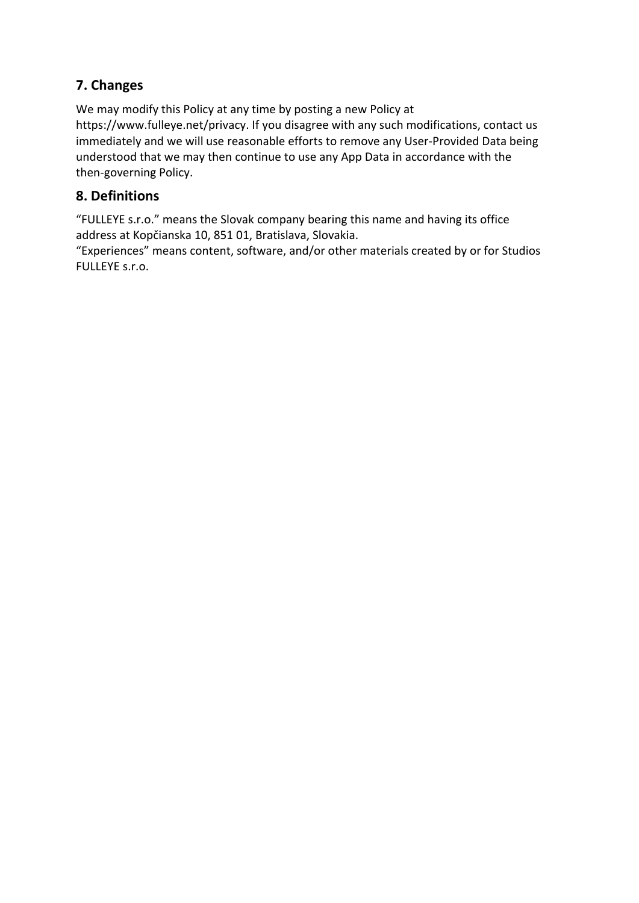## 7. Changes

We may modify this Policy at any time by posting a new Policy at https://www.fulleye.net/privacy. If you disagree with any such modifications, contact us immediately and we will use reasonable efforts to remove any User-Provided Data being understood that we may then continue to use any App Data in accordance with the then-governing Policy.

## 8. Definitions

"FULLEYE s.r.o." means the Slovak company bearing this name and having its office address at Kopčianska 10, 851 01, Bratislava, Slovakia.
"Experiences" means content, software, and/or other materials created by or for Studios FULLEYE s.r.o.